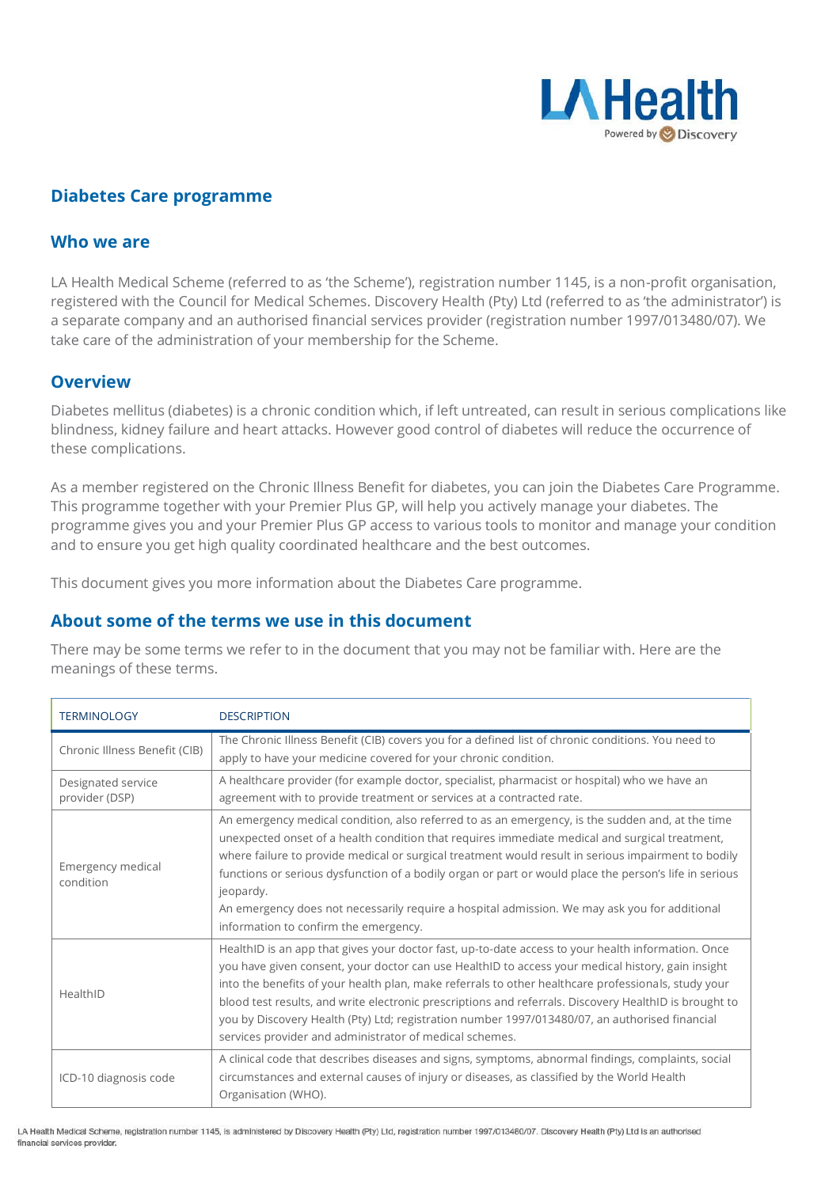## Diabetes Care programme

### Who we are

LA Health Medical Scheme (referred to as 'the Scheme'), registration number 1145, is a non-profit organisation, registered with the Council for Medical Schemes. Discovery Health (Pty) Ltd (referred to as 'the administrator') is a separate company and an authorised financial services provider (registration number 1997/013480/07). We take care of the administration of your membership for the Scheme.

### Overview

Diabetes mellitus (diabetes) is a chronic condition which, if left untreated, can result in serious complications like blindness, kidney failure and heart attacks. However good control of diabetes will reduce the occurrence of these complications.

As a member registered on the Chronic Illness Benefit for diabetes, you can join the Diabetes Care Programme. This programme together with your Premier Plus GP, will help you actively manage your diabetes. The programme gives you and your Premier Plus GP access to various tools to monitor and manage your condition and to ensure you get high quality coordinated healthcare and the best outcomes.

This document gives you more information about the Diabetes Care programme.

### About some of the terms we use in this document

There may be some terms we refer to in the document that you may not be familiar with. Here are the meanings of these terms.

| TERMINOLOGY | DESCRIPTION |
|---|---|
| Chronic Illness Benefit (CIB) | The Chronic Illness Benefit (CIB) covers you for a defined list of chronic conditions. You need to apply to have your medicine covered for your chronic condition. |
| Designated service provider (DSP) | A healthcare provider (for example doctor, specialist, pharmacist or hospital) who we have an agreement with to provide treatment or services at a contracted rate. |
| Emergency medical condition | An emergency medical condition, also referred to as an emergency, is the sudden and, at the time unexpected onset of a health condition that requires immediate medical and surgical treatment, where failure to provide medical or surgical treatment would result in serious impairment to bodily functions or serious dysfunction of a bodily organ or part or would place the person's life in serious jeopardy.<br>An emergency does not necessarily require a hospital admission. We may ask you for additional information to confirm the emergency. |
| HealthID | HealthID is an app that gives your doctor fast, up-to-date access to your health information. Once you have given consent, your doctor can use HealthID to access your medical history, gain insight into the benefits of your health plan, make referrals to other healthcare professionals, study your blood test results, and write electronic prescriptions and referrals. Discovery HealthID is brought to you by Discovery Health (Pty) Ltd; registration number 1997/013480/07, an authorised financial services provider and administrator of medical schemes. |
| ICD-10 diagnosis code | A clinical code that describes diseases and signs, symptoms, abnormal findings, complaints, social circumstances and external causes of injury or diseases, as classified by the World Health Organisation (WHO). |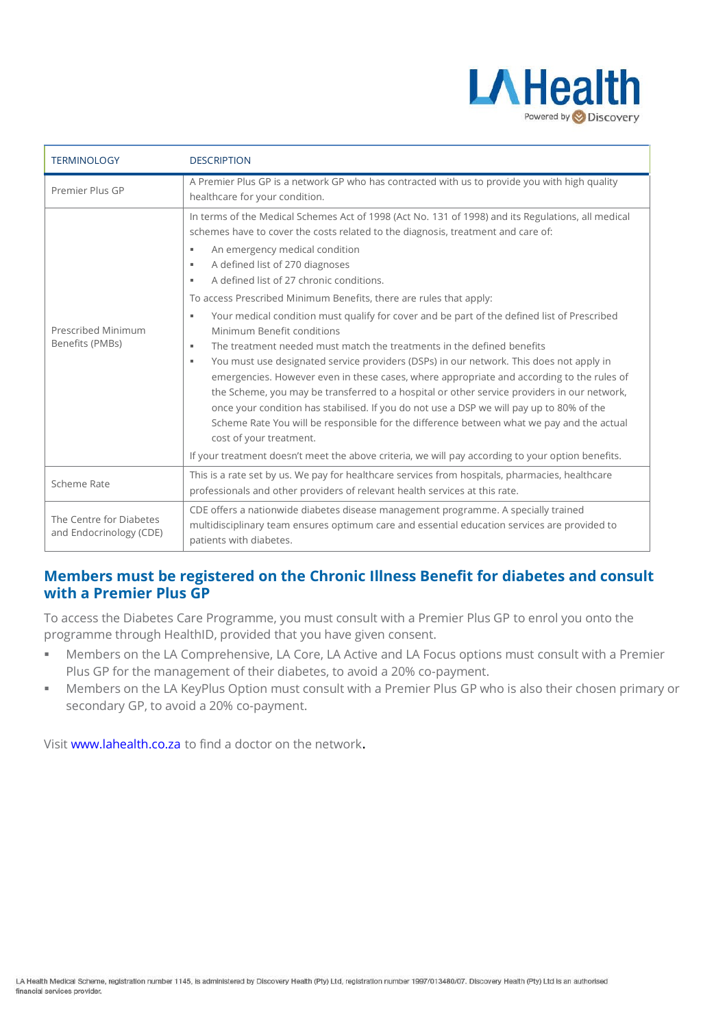| TERMINOLOGY | DESCRIPTION |
| --- | --- |
| Premier Plus GP | A Premier Plus GP is a network GP who has contracted with us to provide you with high quality healthcare for your condition. |
| Prescribed Minimum Benefits (PMBs) | In terms of the Medical Schemes Act of 1998 (Act No. 131 of 1998) and its Regulations, all medical schemes have to cover the costs related to the diagnosis, treatment and care of:<br>▪ An emergency medical condition<br>▪ A defined list of 270 diagnoses<br>▪ A defined list of 27 chronic conditions.<br>To access Prescribed Minimum Benefits, there are rules that apply:<br>▪ Your medical condition must qualify for cover and be part of the defined list of Prescribed Minimum Benefit conditions<br>▪ The treatment needed must match the treatments in the defined benefits<br>▪ You must use designated service providers (DSPs) in our network. This does not apply in emergencies. However even in these cases, where appropriate and according to the rules of the Scheme, you may be transferred to a hospital or other service providers in our network, once your condition has stabilised. If you do not use a DSP we will pay up to 80% of the Scheme Rate You will be responsible for the difference between what we pay and the actual cost of your treatment.<br>If your treatment doesn't meet the above criteria, we will pay according to your option benefits. |
| Scheme Rate | This is a rate set by us. We pay for healthcare services from hospitals, pharmacies, healthcare professionals and other providers of relevant health services at this rate. |
| The Centre for Diabetes and Endocrinology (CDE) | CDE offers a nationwide diabetes disease management programme. A specially trained multidisciplinary team ensures optimum care and essential education services are provided to patients with diabetes. |

## Members must be registered on the Chronic Illness Benefit for diabetes and consult with a Premier Plus GP

To access the Diabetes Care Programme, you must consult with a Premier Plus GP to enrol you onto the programme through HealthID, provided that you have given consent.

- Members on the LA Comprehensive, LA Core, LA Active and LA Focus options must consult with a Premier Plus GP for the management of their diabetes, to avoid a 20% co-payment.
- Members on the LA KeyPlus Option must consult with a Premier Plus GP who is also their chosen primary or secondary GP, to avoid a 20% co-payment.

Visit www.lahealth.co.za to find a doctor on the network.

LA Health Medical Scheme, registration number 1145, is administered by Discovery Health (Pty) Ltd, registration number 1997/013480/07. Discovery Health (Pty) Ltd is an authorised financial services provider.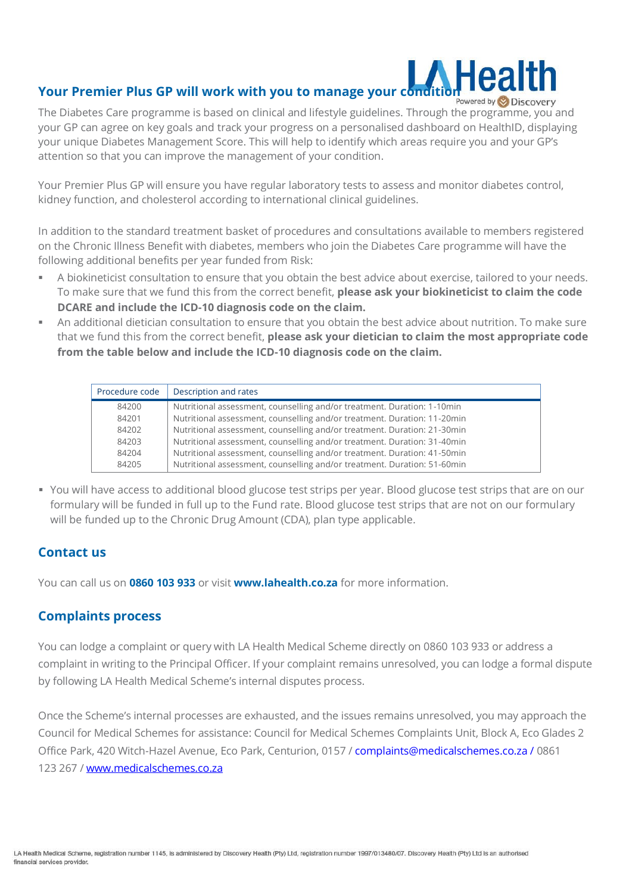## Your Premier Plus GP will work with you to manage your condition

The Diabetes Care programme is based on clinical and lifestyle guidelines. Through the programme, you and your GP can agree on key goals and track your progress on a personalised dashboard on HealthID, displaying your unique Diabetes Management Score. This will help to identify which areas require you and your GP's attention so that you can improve the management of your condition.

Your Premier Plus GP will ensure you have regular laboratory tests to assess and monitor diabetes control, kidney function, and cholesterol according to international clinical guidelines.

In addition to the standard treatment basket of procedures and consultations available to members registered on the Chronic Illness Benefit with diabetes, members who join the Diabetes Care programme will have the following additional benefits per year funded from Risk:

- A biokineticist consultation to ensure that you obtain the best advice about exercise, tailored to your needs. To make sure that we fund this from the correct benefit, **please ask your biokineticist to claim the code DCARE and include the ICD-10 diagnosis code on the claim.**
- An additional dietician consultation to ensure that you obtain the best advice about nutrition. To make sure that we fund this from the correct benefit, **please ask your dietician to claim the most appropriate code from the table below and include the ICD-10 diagnosis code on the claim.**

| Procedure code | Description and rates |
|---|---|
| 84200 | Nutritional assessment, counselling and/or treatment. Duration: 1-10min |
| 84201 | Nutritional assessment, counselling and/or treatment. Duration: 11-20min |
| 84202 | Nutritional assessment, counselling and/or treatment. Duration: 21-30min |
| 84203 | Nutritional assessment, counselling and/or treatment. Duration: 31-40min |
| 84204 | Nutritional assessment, counselling and/or treatment. Duration: 41-50min |
| 84205 | Nutritional assessment, counselling and/or treatment. Duration: 51-60min |

- You will have access to additional blood glucose test strips per year. Blood glucose test strips that are on our formulary will be funded in full up to the Fund rate. Blood glucose test strips that are not on our formulary will be funded up to the Chronic Drug Amount (CDA), plan type applicable.

## Contact us

You can call us on **0860 103 933** or visit **www.lahealth.co.za** for more information.

## Complaints process

You can lodge a complaint or query with LA Health Medical Scheme directly on 0860 103 933 or address a complaint in writing to the Principal Officer. If your complaint remains unresolved, you can lodge a formal dispute by following LA Health Medical Scheme's internal disputes process.

Once the Scheme's internal processes are exhausted, and the issues remains unresolved, you may approach the Council for Medical Schemes for assistance: Council for Medical Schemes Complaints Unit, Block A, Eco Glades 2 Office Park, 420 Witch-Hazel Avenue, Eco Park, Centurion, 0157 / complaints@medicalschemes.co.za / 0861 123 267 / www.medicalschemes.co.za

LA Health Medical Scheme, registration number 1145, is administered by Discovery Health (Pty) Ltd, registration number 1997/013480/07. Discovery Health (Pty) Ltd is an authorised financial services provider.